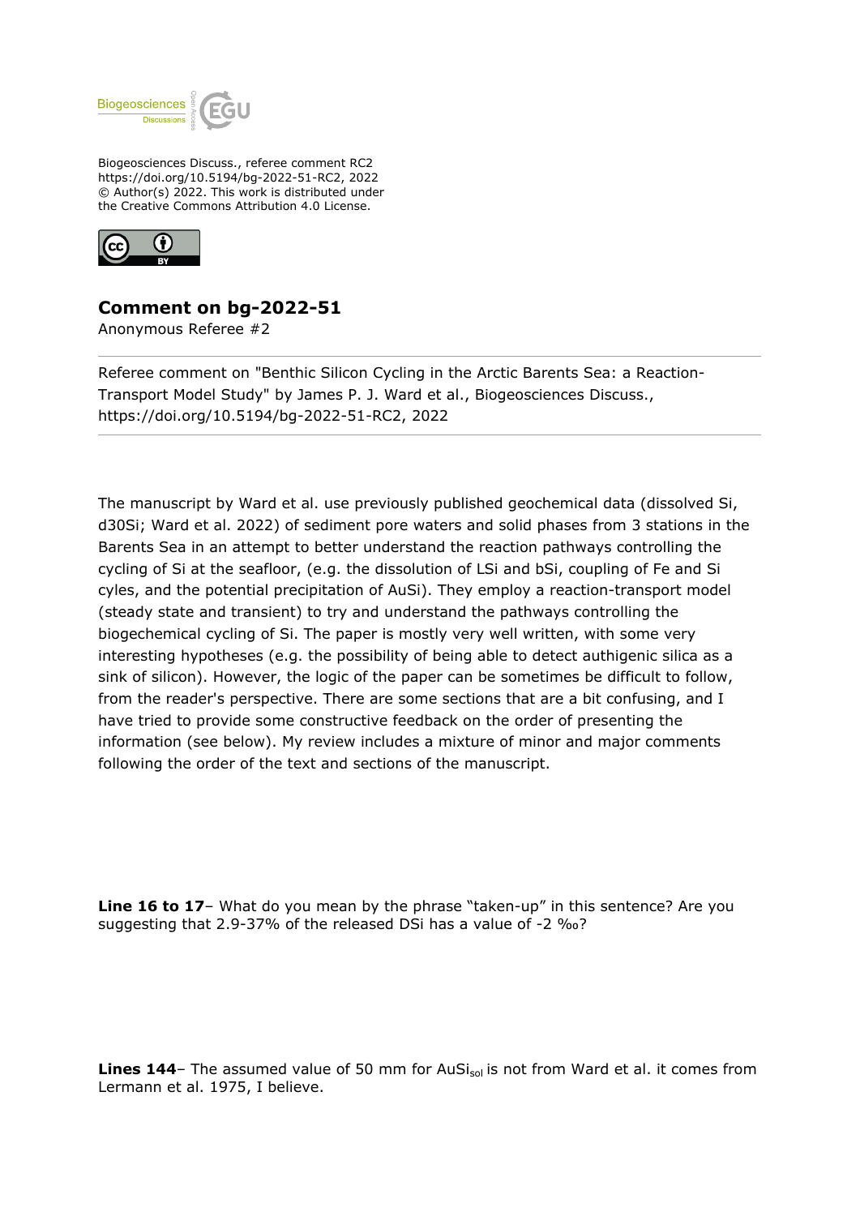Biogeosciences Discuss., referee comment RC2
https://doi.org/10.5194/bg-2022-51-RC2, 2022
© Author(s) 2022. This work is distributed under
the Creative Commons Attribution 4.0 License.

# Comment on bg-2022-51

Anonymous Referee #2

Referee comment on "Benthic Silicon Cycling in the Arctic Barents Sea: a Reaction-Transport Model Study" by James P. J. Ward et al., Biogeosciences Discuss., https://doi.org/10.5194/bg-2022-51-RC2, 2022

The manuscript by Ward et al. use previously published geochemical data (dissolved Si, d30Si; Ward et al. 2022) of sediment pore waters and solid phases from 3 stations in the Barents Sea in an attempt to better understand the reaction pathways controlling the cycling of Si at the seafloor, (e.g. the dissolution of LSi and bSi, coupling of Fe and Si cyles, and the potential precipitation of AuSi). They employ a reaction-transport model (steady state and transient) to try and understand the pathways controlling the biogechemical cycling of Si. The paper is mostly very well written, with some very interesting hypotheses (e.g. the possibility of being able to detect authigenic silica as a sink of silicon). However, the logic of the paper can be sometimes be difficult to follow, from the reader's perspective. There are some sections that are a bit confusing, and I have tried to provide some constructive feedback on the order of presenting the information (see below). My review includes a mixture of minor and major comments following the order of the text and sections of the manuscript.

**Line 16 to 17**– What do you mean by the phrase "taken-up" in this sentence? Are you suggesting that 2.9-37% of the released DSi has a value of -2 ‰?

**Lines 144**– The assumed value of 50 mm for $AuSi_{sol}$ is not from Ward et al. it comes from Lermann et al. 1975, I believe.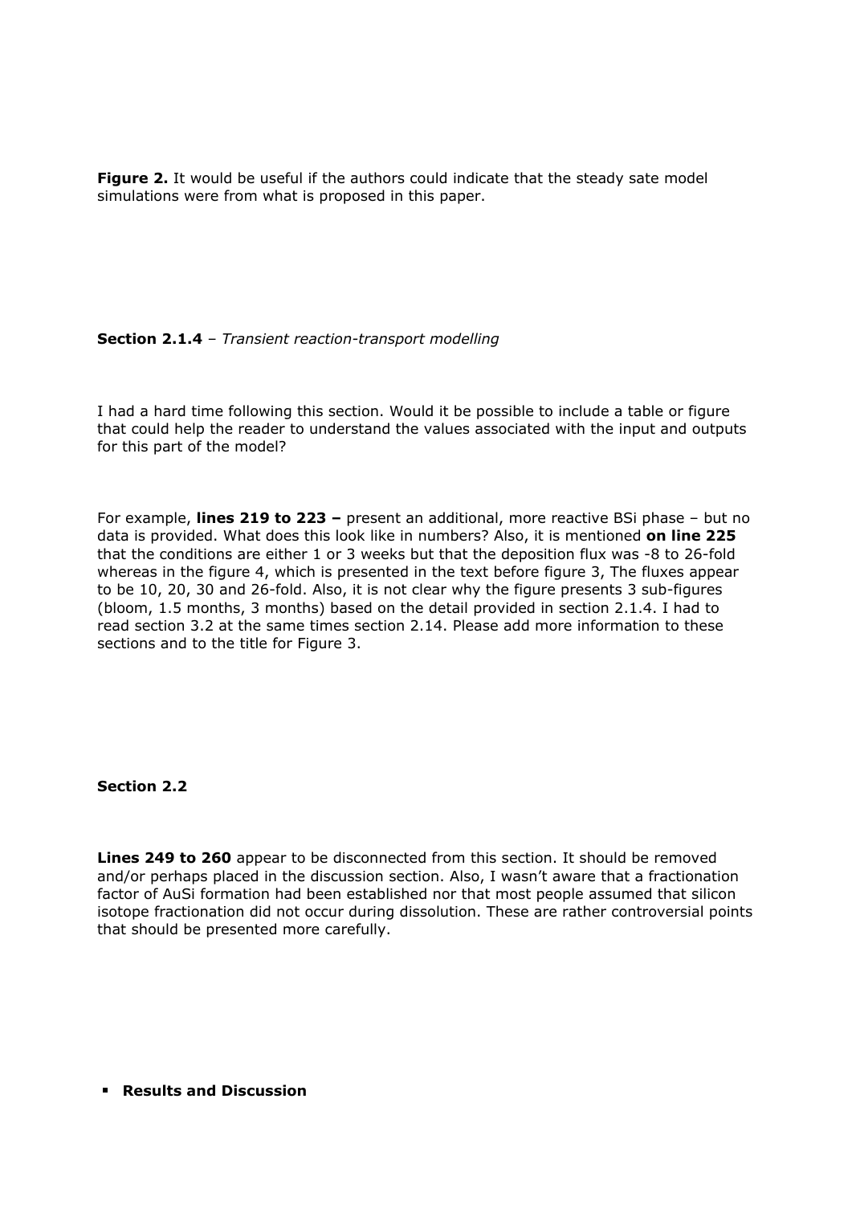**Figure 2.** It would be useful if the authors could indicate that the steady sate model simulations were from what is proposed in this paper.

**Section 2.1.4** – *Transient reaction-transport modelling*

I had a hard time following this section. Would it be possible to include a table or figure that could help the reader to understand the values associated with the input and outputs for this part of the model?

For example, **lines 219 to 223 –** present an additional, more reactive BSi phase – but no data is provided. What does this look like in numbers? Also, it is mentioned **on line 225** that the conditions are either 1 or 3 weeks but that the deposition flux was -8 to 26-fold whereas in the figure 4, which is presented in the text before figure 3, The fluxes appear to be 10, 20, 30 and 26-fold. Also, it is not clear why the figure presents 3 sub-figures (bloom, 1.5 months, 3 months) based on the detail provided in section 2.1.4. I had to read section 3.2 at the same times section 2.14. Please add more information to these sections and to the title for Figure 3.

**Section 2.2**

**Lines 249 to 260** appear to be disconnected from this section. It should be removed and/or perhaps placed in the discussion section. Also, I wasn't aware that a fractionation factor of AuSi formation had been established nor that most people assumed that silicon isotope fractionation did not occur during dissolution. These are rather controversial points that should be presented more carefully.

- **Results and Discussion**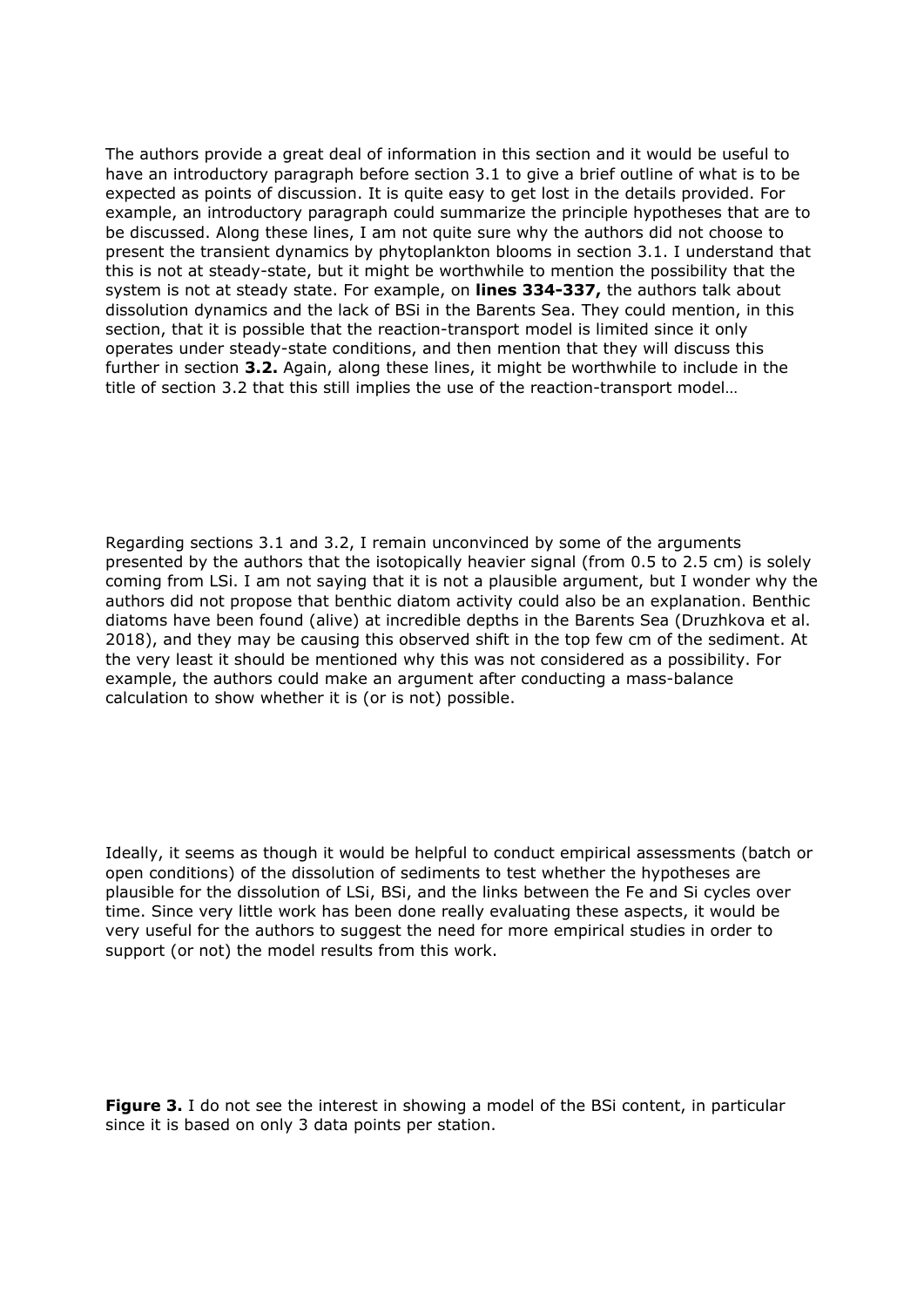The authors provide a great deal of information in this section and it would be useful to have an introductory paragraph before section 3.1 to give a brief outline of what is to be expected as points of discussion. It is quite easy to get lost in the details provided. For example, an introductory paragraph could summarize the principle hypotheses that are to be discussed. Along these lines, I am not quite sure why the authors did not choose to present the transient dynamics by phytoplankton blooms in section 3.1. I understand that this is not at steady-state, but it might be worthwhile to mention the possibility that the system is not at steady state. For example, on **lines 334-337,** the authors talk about dissolution dynamics and the lack of BSi in the Barents Sea. They could mention, in this section, that it is possible that the reaction-transport model is limited since it only operates under steady-state conditions, and then mention that they will discuss this further in section **3.2.** Again, along these lines, it might be worthwhile to include in the title of section 3.2 that this still implies the use of the reaction-transport model…

Regarding sections 3.1 and 3.2, I remain unconvinced by some of the arguments presented by the authors that the isotopically heavier signal (from 0.5 to 2.5 cm) is solely coming from LSi. I am not saying that it is not a plausible argument, but I wonder why the authors did not propose that benthic diatom activity could also be an explanation. Benthic diatoms have been found (alive) at incredible depths in the Barents Sea (Druzhkova et al. 2018), and they may be causing this observed shift in the top few cm of the sediment. At the very least it should be mentioned why this was not considered as a possibility. For example, the authors could make an argument after conducting a mass-balance calculation to show whether it is (or is not) possible.

Ideally, it seems as though it would be helpful to conduct empirical assessments (batch or open conditions) of the dissolution of sediments to test whether the hypotheses are plausible for the dissolution of LSi, BSi, and the links between the Fe and Si cycles over time. Since very little work has been done really evaluating these aspects, it would be very useful for the authors to suggest the need for more empirical studies in order to support (or not) the model results from this work.

**Figure 3.** I do not see the interest in showing a model of the BSi content, in particular since it is based on only 3 data points per station.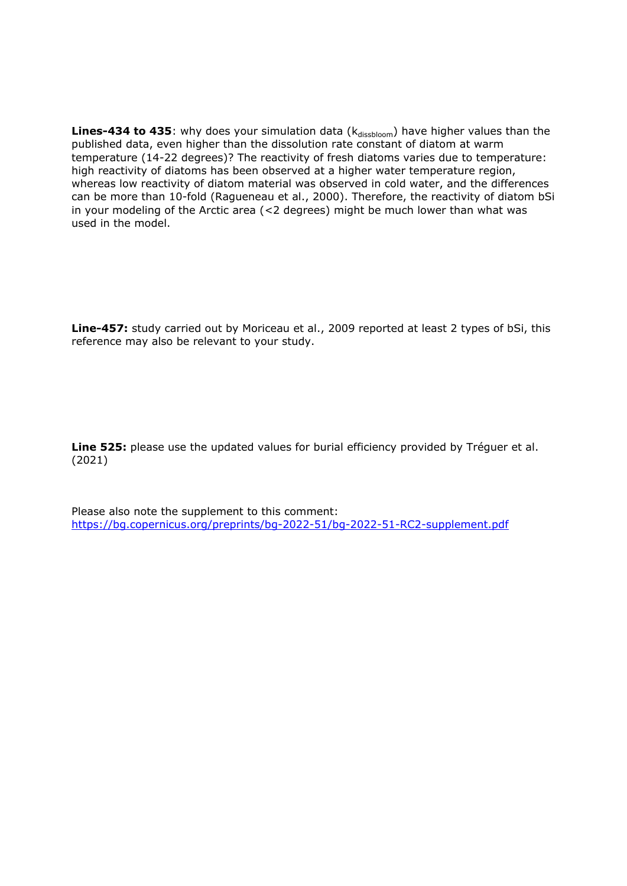**Lines-434 to 435**: why does your simulation data ($k_{dissbloom}$) have higher values than the published data, even higher than the dissolution rate constant of diatom at warm temperature (14-22 degrees)? The reactivity of fresh diatoms varies due to temperature: high reactivity of diatoms has been observed at a higher water temperature region, whereas low reactivity of diatom material was observed in cold water, and the differences can be more than 10-fold (Ragueneau et al., 2000). Therefore, the reactivity of diatom bSi in your modeling of the Arctic area (<2 degrees) might be much lower than what was used in the model.

**Line-457:** study carried out by Moriceau et al., 2009 reported at least 2 types of bSi, this reference may also be relevant to your study.

**Line 525:** please use the updated values for burial efficiency provided by Tréguer et al. (2021)

Please also note the supplement to this comment:
https://bg.copernicus.org/preprints/bg-2022-51/bg-2022-51-RC2-supplement.pdf